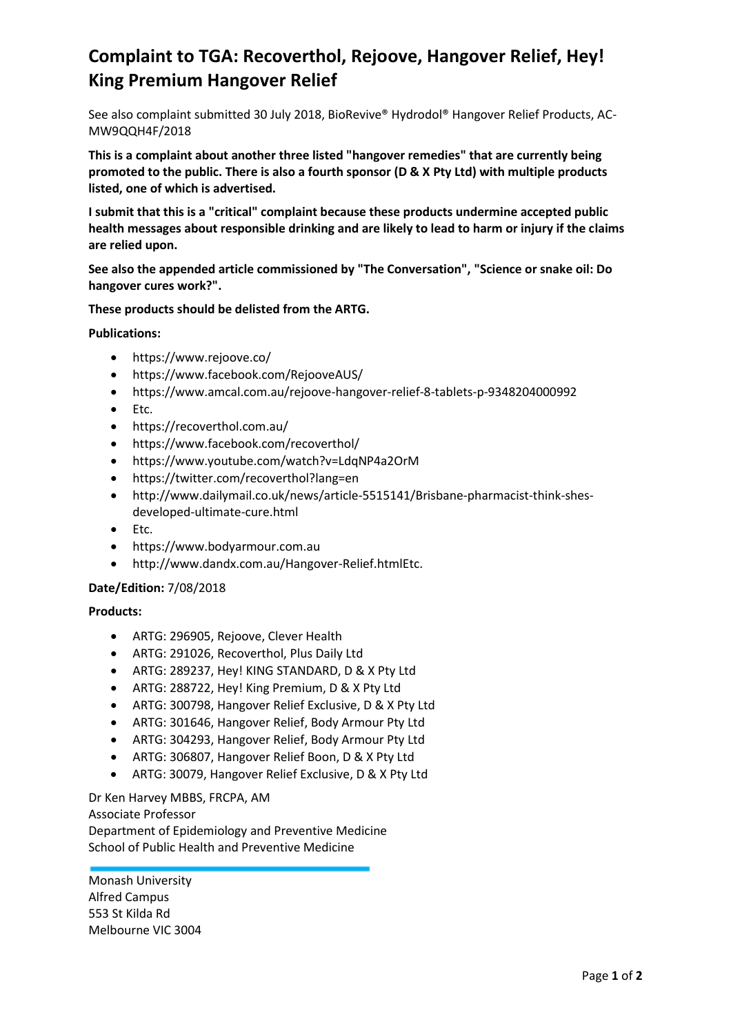# Complaint to TGA: Recoverthol, Rejoove, Hangover Relief, Hey! King Premium Hangover Relief

See also complaint submitted 30 July 2018, BioRevive® Hydrodol® Hangover Relief Products, AC-MW9QQH4F/2018

**This is a complaint about another three listed "hangover remedies" that are currently being promoted to the public. There is also a fourth sponsor (D & X Pty Ltd) with multiple products listed, one of which is advertised.**

**I submit that this is a "critical" complaint because these products undermine accepted public health messages about responsible drinking and are likely to lead to harm or injury if the claims are relied upon.**

**See also the appended article commissioned by "The Conversation", "Science or snake oil: Do hangover cures work?".**

**These products should be delisted from the ARTG.**

**Publications:**

- https://www.rejoove.co/
- https://www.facebook.com/RejooveAUS/
- https://www.amcal.com.au/rejoove-hangover-relief-8-tablets-p-9348204000992
- Etc.
- https://recoverthol.com.au/
- https://www.facebook.com/recoverthol/
- https://www.youtube.com/watch?v=LdqNP4a2OrM
- https://twitter.com/recoverthol?lang=en
- http://www.dailymail.co.uk/news/article-5515141/Brisbane-pharmacist-think-shes-developed-ultimate-cure.html
- Etc.
- https://www.bodyarmour.com.au
- http://www.dandx.com.au/Hangover-Relief.htmlEtc.

**Date/Edition:** 7/08/2018

**Products:**

- ARTG: 296905, Rejoove, Clever Health
- ARTG: 291026, Recoverthol, Plus Daily Ltd
- ARTG: 289237, Hey! KING STANDARD, D & X Pty Ltd
- ARTG: 288722, Hey! King Premium, D & X Pty Ltd
- ARTG: 300798, Hangover Relief Exclusive, D & X Pty Ltd
- ARTG: 301646, Hangover Relief, Body Armour Pty Ltd
- ARTG: 304293, Hangover Relief, Body Armour Pty Ltd
- ARTG: 306807, Hangover Relief Boon, D & X Pty Ltd
- ARTG: 30079, Hangover Relief Exclusive, D & X Pty Ltd

Dr Ken Harvey MBBS, FRCPA, AM
Associate Professor
Department of Epidemiology and Preventive Medicine
School of Public Health and Preventive Medicine

Monash University
Alfred Campus
553 St Kilda Rd
Melbourne VIC 3004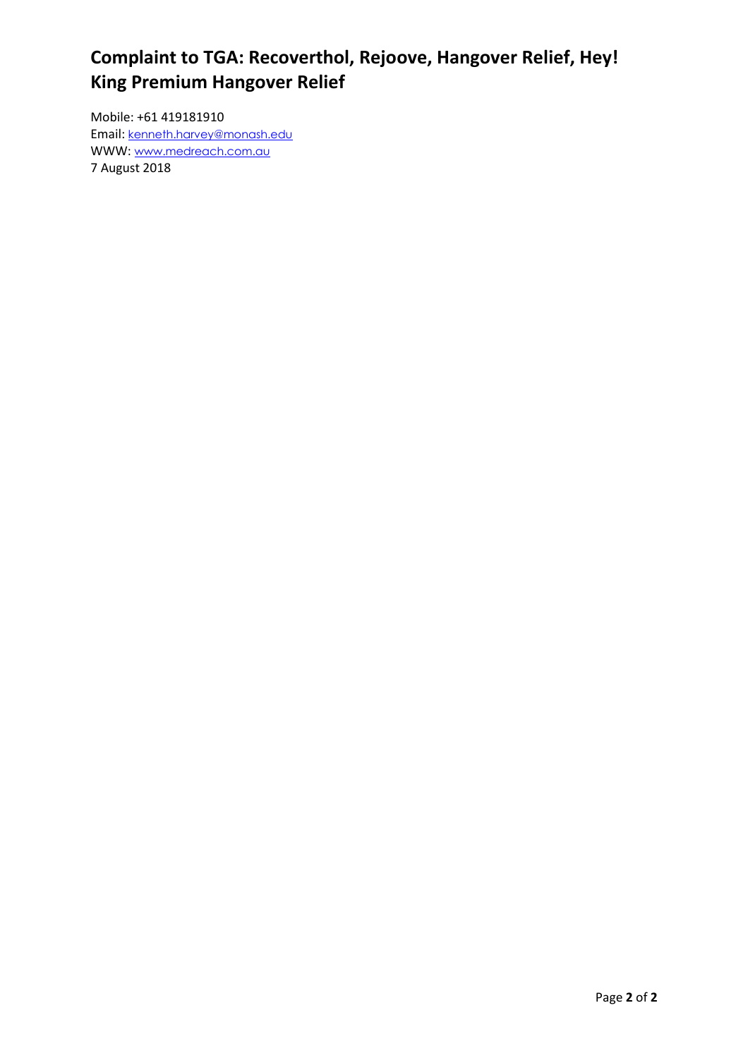# Complaint to TGA: Recoverthol, Rejoove, Hangover Relief, Hey! King Premium Hangover Relief

Mobile: +61 419181910
Email: kenneth.harvey@monash.edu
WWW: www.medreach.com.au
7 August 2018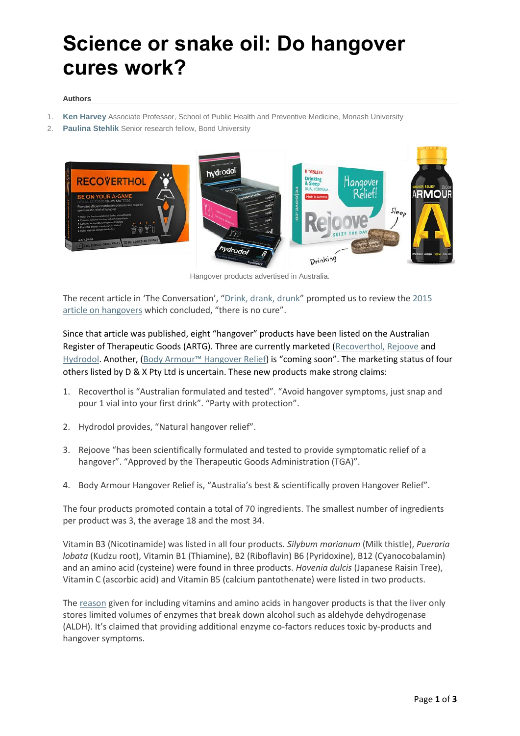# Science or snake oil: Do hangover cures work?

**Authors**

1. **Ken Harvey** Associate Professor, School of Public Health and Preventive Medicine, Monash University
2. **Paulina Stehlik** Senior research fellow, Bond University

Hangover products advertised in Australia.

The recent article in 'The Conversation', "Drink, drank, drunk" prompted us to review the 2015 article on hangovers which concluded, "there is no cure".

Since that article was published, eight "hangover" products have been listed on the Australian Register of Therapeutic Goods (ARTG). Three are currently marketed (Recoverthol, Rejoove and Hydrodol. Another, (Body Armour™ Hangover Relief) is "coming soon". The marketing status of four others listed by D & X Pty Ltd is uncertain. These new products make strong claims:

1. Recoverthol is "Australian formulated and tested". "Avoid hangover symptoms, just snap and pour 1 vial into your first drink". "Party with protection".
2. Hydrodol provides, "Natural hangover relief".
3. Rejoove "has been scientifically formulated and tested to provide symptomatic relief of a hangover". "Approved by the Therapeutic Goods Administration (TGA)".
4. Body Armour Hangover Relief is, "Australia's best & scientifically proven Hangover Relief".

The four products promoted contain a total of 70 ingredients. The smallest number of ingredients per product was 3, the average 18 and the most 34.

Vitamin B3 (Nicotinamide) was listed in all four products. *Silybum marianum* (Milk thistle), *Pueraria lobata* (Kudzu root), Vitamin B1 (Thiamine), B2 (Riboflavin) B6 (Pyridoxine), B12 (Cyanocobalamin) and an amino acid (cysteine) were found in three products. *Hovenia dulcis* (Japanese Raisin Tree), Vitamin C (ascorbic acid) and Vitamin B5 (calcium pantothenate) were listed in two products.

The reason given for including vitamins and amino acids in hangover products is that the liver only stores limited volumes of enzymes that break down alcohol such as aldehyde dehydrogenase (ALDH). It's claimed that providing additional enzyme co-factors reduces toxic by-products and hangover symptoms.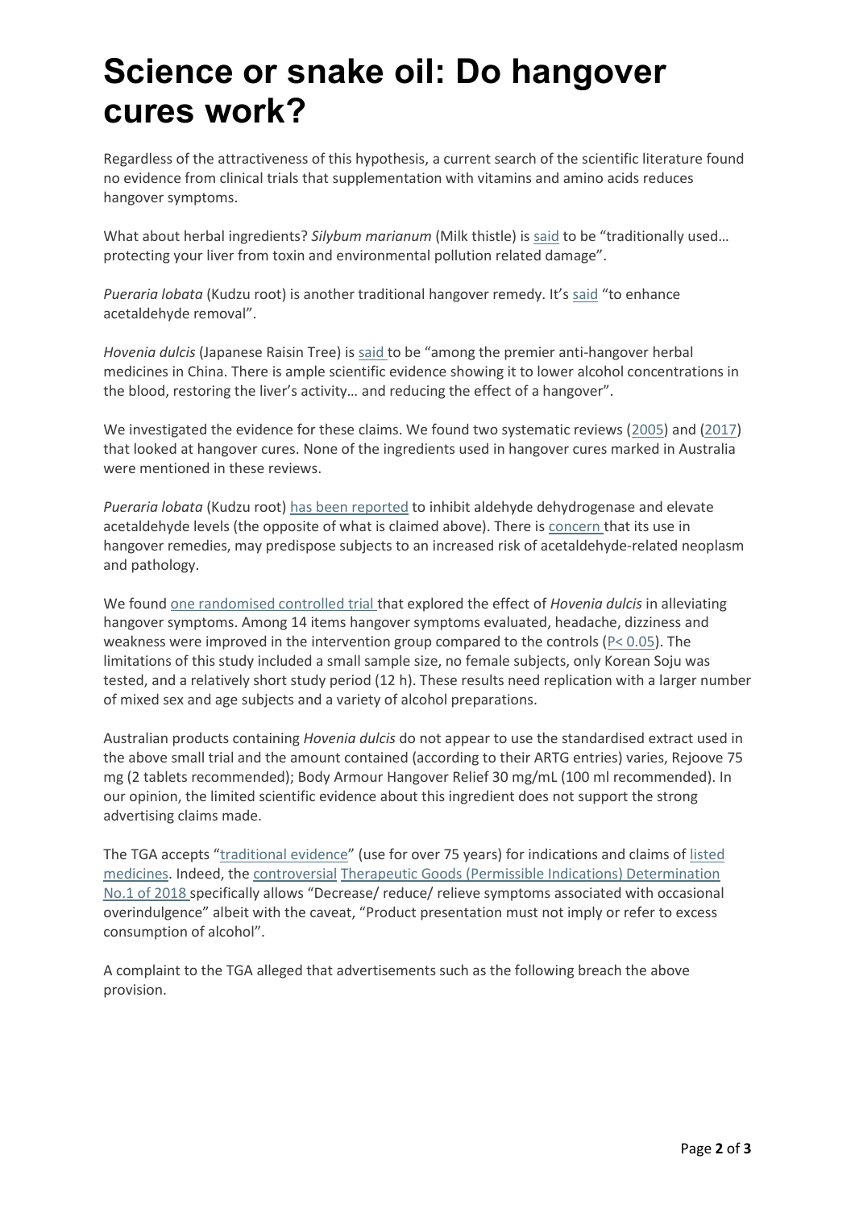# Science or snake oil: Do hangover cures work?

Regardless of the attractiveness of this hypothesis, a current search of the scientific literature found no evidence from clinical trials that supplementation with vitamins and amino acids reduces hangover symptoms.

What about herbal ingredients? *Silybum marianum* (Milk thistle) is said to be "traditionally used… protecting your liver from toxin and environmental pollution related damage".

*Pueraria lobata* (Kudzu root) is another traditional hangover remedy. It's said "to enhance acetaldehyde removal".

*Hovenia dulcis* (Japanese Raisin Tree) is said to be "among the premier anti-hangover herbal medicines in China. There is ample scientific evidence showing it to lower alcohol concentrations in the blood, restoring the liver's activity… and reducing the effect of a hangover".

We investigated the evidence for these claims. We found two systematic reviews (2005) and (2017) that looked at hangover cures. None of the ingredients used in hangover cures marked in Australia were mentioned in these reviews.

*Pueraria lobata* (Kudzu root) has been reported to inhibit aldehyde dehydrogenase and elevate acetaldehyde levels (the opposite of what is claimed above). There is concern that its use in hangover remedies, may predispose subjects to an increased risk of acetaldehyde-related neoplasm and pathology.

We found one randomised controlled trial that explored the effect of *Hovenia dulcis* in alleviating hangover symptoms. Among 14 items hangover symptoms evaluated, headache, dizziness and weakness were improved in the intervention group compared to the controls ($P < 0.05$). The limitations of this study included a small sample size, no female subjects, only Korean Soju was tested, and a relatively short study period (12 h). These results need replication with a larger number of mixed sex and age subjects and a variety of alcohol preparations.

Australian products containing *Hovenia dulcis* do not appear to use the standardised extract used in the above small trial and the amount contained (according to their ARTG entries) varies, Rejoove 75 mg (2 tablets recommended); Body Armour Hangover Relief 30 mg/mL (100 ml recommended). In our opinion, the limited scientific evidence about this ingredient does not support the strong advertising claims made.

The TGA accepts "traditional evidence" (use for over 75 years) for indications and claims of listed medicines. Indeed, the controversial Therapeutic Goods (Permissible Indications) Determination No.1 of 2018 specifically allows "Decrease/ reduce/ relieve symptoms associated with occasional overindulgence" albeit with the caveat, "Product presentation must not imply or refer to excess consumption of alcohol".

A complaint to the TGA alleged that advertisements such as the following breach the above provision.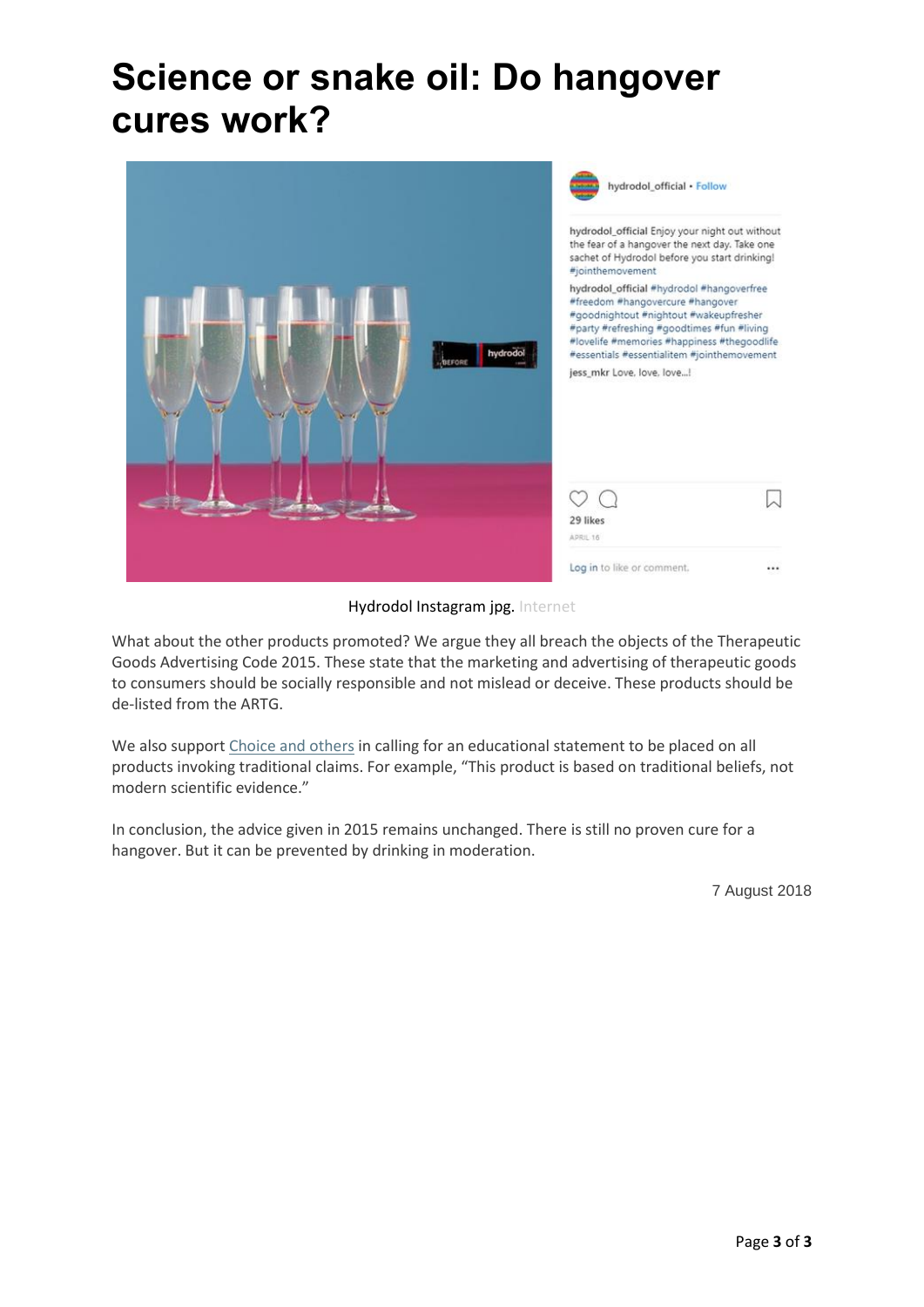# Science or snake oil: Do hangover cures work?

Hydrodol Instagram jpg. Internet

What about the other products promoted? We argue they all breach the objects of the Therapeutic Goods Advertising Code 2015. These state that the marketing and advertising of therapeutic goods to consumers should be socially responsible and not mislead or deceive. These products should be de-listed from the ARTG.

We also support Choice and others in calling for an educational statement to be placed on all products invoking traditional claims. For example, "This product is based on traditional beliefs, not modern scientific evidence."

In conclusion, the advice given in 2015 remains unchanged. There is still no proven cure for a hangover. But it can be prevented by drinking in moderation.

7 August 2018